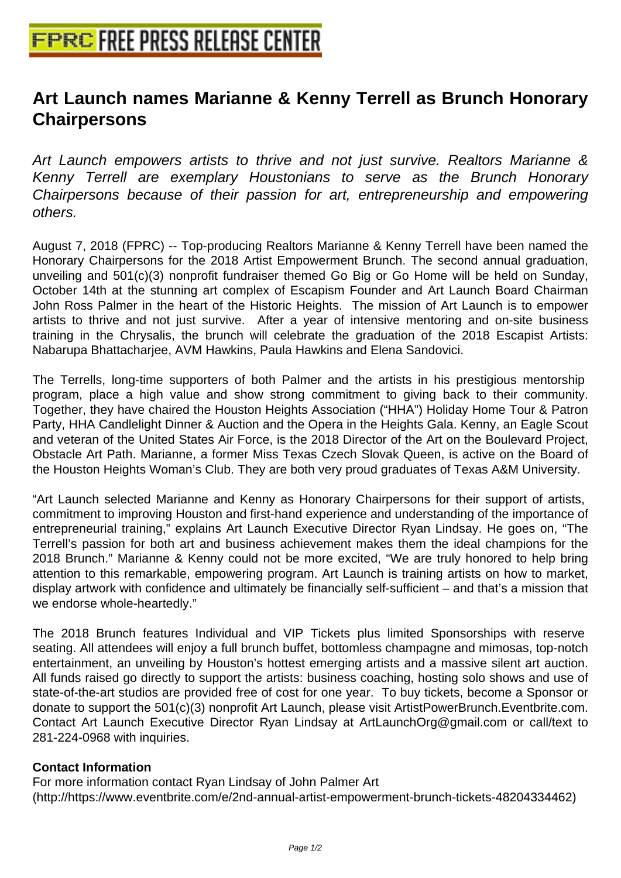# Art Launch names Marianne & Kenny Terrell as Brunch Honorary Chairpersons

*Art Launch empowers artists to thrive and not just survive. Realtors Marianne & Kenny Terrell are exemplary Houstonians to serve as the Brunch Honorary Chairpersons because of their passion for art, entrepreneurship and empowering others.*

August 7, 2018 (FPRC) -- Top-producing Realtors Marianne & Kenny Terrell have been named the Honorary Chairpersons for the 2018 Artist Empowerment Brunch. The second annual graduation, unveiling and 501(c)(3) nonprofit fundraiser themed Go Big or Go Home will be held on Sunday, October 14th at the stunning art complex of Escapism Founder and Art Launch Board Chairman John Ross Palmer in the heart of the Historic Heights. The mission of Art Launch is to empower artists to thrive and not just survive. After a year of intensive mentoring and on-site business training in the Chrysalis, the brunch will celebrate the graduation of the 2018 Escapist Artists: Nabarupa Bhattacharjee, AVM Hawkins, Paula Hawkins and Elena Sandovici.

The Terrells, long-time supporters of both Palmer and the artists in his prestigious mentorship program, place a high value and show strong commitment to giving back to their community. Together, they have chaired the Houston Heights Association ("HHA") Holiday Home Tour & Patron Party, HHA Candlelight Dinner & Auction and the Opera in the Heights Gala. Kenny, an Eagle Scout and veteran of the United States Air Force, is the 2018 Director of the Art on the Boulevard Project, Obstacle Art Path. Marianne, a former Miss Texas Czech Slovak Queen, is active on the Board of the Houston Heights Woman's Club. They are both very proud graduates of Texas A&M University.

"Art Launch selected Marianne and Kenny as Honorary Chairpersons for their support of artists, commitment to improving Houston and first-hand experience and understanding of the importance of entrepreneurial training," explains Art Launch Executive Director Ryan Lindsay. He goes on, "The Terrell's passion for both art and business achievement makes them the ideal champions for the 2018 Brunch." Marianne & Kenny could not be more excited, "We are truly honored to help bring attention to this remarkable, empowering program. Art Launch is training artists on how to market, display artwork with confidence and ultimately be financially self-sufficient – and that's a mission that we endorse whole-heartedly."

The 2018 Brunch features Individual and VIP Tickets plus limited Sponsorships with reserve seating. All attendees will enjoy a full brunch buffet, bottomless champagne and mimosas, top-notch entertainment, an unveiling by Houston's hottest emerging artists and a massive silent art auction. All funds raised go directly to support the artists: business coaching, hosting solo shows and use of state-of-the-art studios are provided free of cost for one year. To buy tickets, become a Sponsor or donate to support the 501(c)(3) nonprofit Art Launch, please visit ArtistPowerBrunch.Eventbrite.com. Contact Art Launch Executive Director Ryan Lindsay at ArtLaunchOrg@gmail.com or call/text to 281-224-0968 with inquiries.

**Contact Information**

For more information contact Ryan Lindsay of John Palmer Art
(http://https://www.eventbrite.com/e/2nd-annual-artist-empowerment-brunch-tickets-48204334462)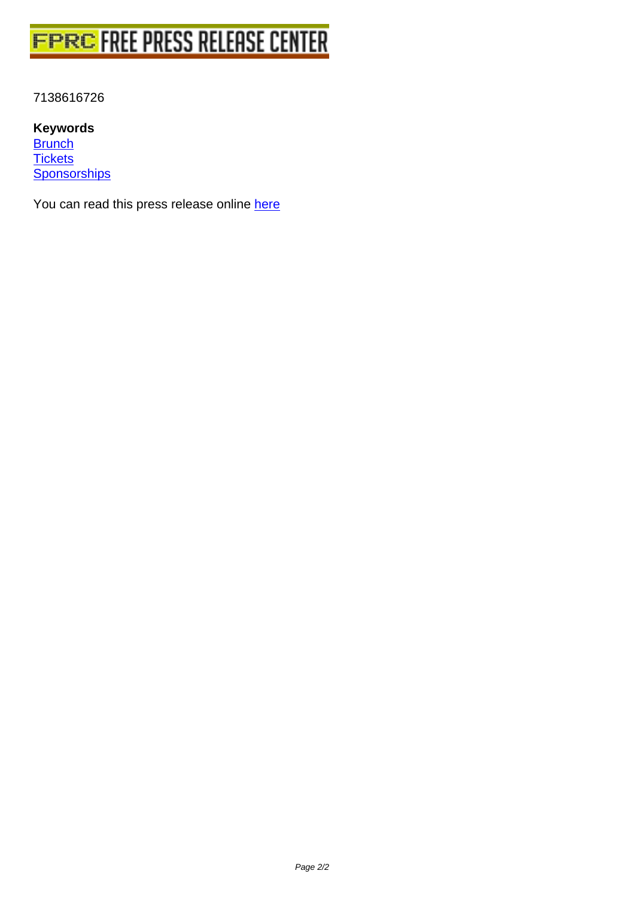7138616726

**Keywords**
Brunch
Tickets
Sponsorships

You can read this press release online here